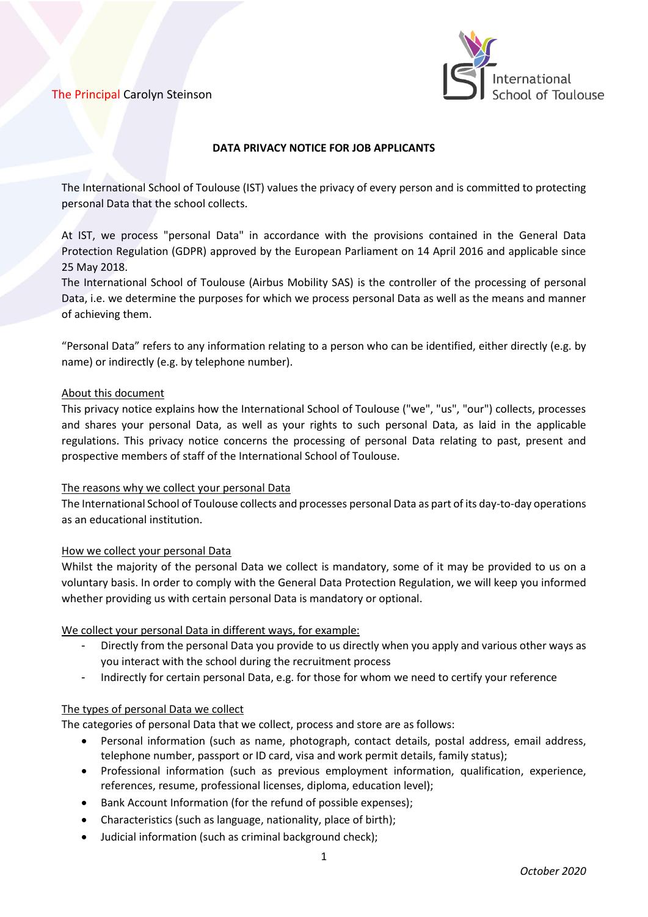The Principal Carolyn Steinson

International School of Toulouse

**DATA PRIVACY NOTICE FOR JOB APPLICANTS**

The International School of Toulouse (IST) values the privacy of every person and is committed to protecting personal Data that the school collects.

At IST, we process "personal Data" in accordance with the provisions contained in the General Data Protection Regulation (GDPR) approved by the European Parliament on 14 April 2016 and applicable since 25 May 2018.
The International School of Toulouse (Airbus Mobility SAS) is the controller of the processing of personal Data, i.e. we determine the purposes for which we process personal Data as well as the means and manner of achieving them.

"Personal Data" refers to any information relating to a person who can be identified, either directly (e.g. by name) or indirectly (e.g. by telephone number).

## About this document

This privacy notice explains how the International School of Toulouse ("we", "us", "our") collects, processes and shares your personal Data, as well as your rights to such personal Data, as laid in the applicable regulations. This privacy notice concerns the processing of personal Data relating to past, present and prospective members of staff of the International School of Toulouse.

## The reasons why we collect your personal Data

The International School of Toulouse collects and processes personal Data as part of its day-to-day operations as an educational institution.

## How we collect your personal Data

Whilst the majority of the personal Data we collect is mandatory, some of it may be provided to us on a voluntary basis. In order to comply with the General Data Protection Regulation, we will keep you informed whether providing us with certain personal Data is mandatory or optional.

## We collect your personal Data in different ways, for example:

- Directly from the personal Data you provide to us directly when you apply and various other ways as you interact with the school during the recruitment process
- Indirectly for certain personal Data, e.g. for those for whom we need to certify your reference

## The types of personal Data we collect

The categories of personal Data that we collect, process and store are as follows:

- Personal information (such as name, photograph, contact details, postal address, email address, telephone number, passport or ID card, visa and work permit details, family status);
- Professional information (such as previous employment information, qualification, experience, references, resume, professional licenses, diploma, education level);
- Bank Account Information (for the refund of possible expenses);
- Characteristics (such as language, nationality, place of birth);
- Judicial information (such as criminal background check);

*October 2020*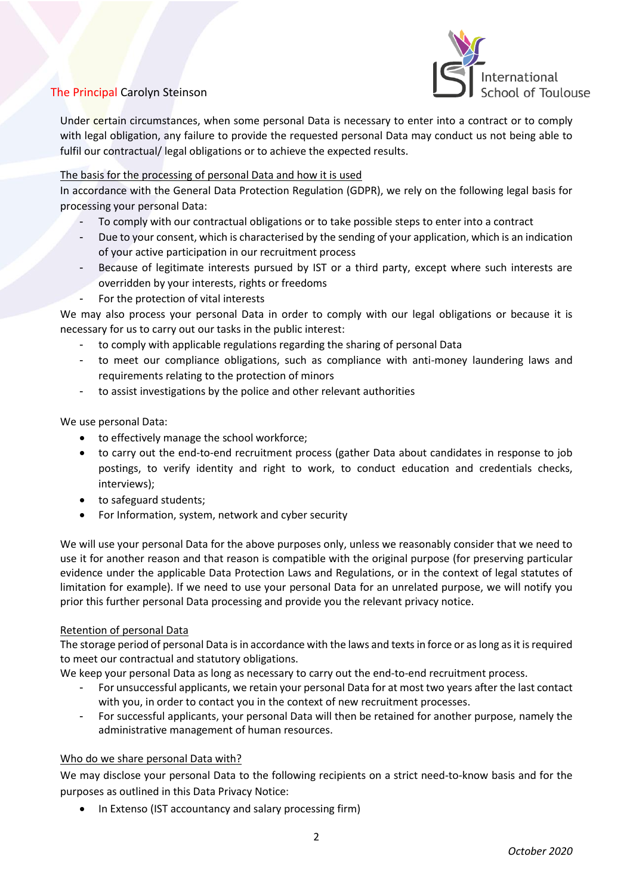Under certain circumstances, when some personal Data is necessary to enter into a contract or to comply with legal obligation, any failure to provide the requested personal Data may conduct us not being able to fulfil our contractual/ legal obligations or to achieve the expected results.

The basis for the processing of personal Data and how it is used

In accordance with the General Data Protection Regulation (GDPR), we rely on the following legal basis for processing your personal Data:

- To comply with our contractual obligations or to take possible steps to enter into a contract
- Due to your consent, which is characterised by the sending of your application, which is an indication of your active participation in our recruitment process
- Because of legitimate interests pursued by IST or a third party, except where such interests are overridden by your interests, rights or freedoms
- For the protection of vital interests

We may also process your personal Data in order to comply with our legal obligations or because it is necessary for us to carry out our tasks in the public interest:

- to comply with applicable regulations regarding the sharing of personal Data
- to meet our compliance obligations, such as compliance with anti-money laundering laws and requirements relating to the protection of minors
- to assist investigations by the police and other relevant authorities

We use personal Data:

- to effectively manage the school workforce;
- to carry out the end-to-end recruitment process (gather Data about candidates in response to job postings, to verify identity and right to work, to conduct education and credentials checks, interviews);
- to safeguard students;
- For Information, system, network and cyber security

We will use your personal Data for the above purposes only, unless we reasonably consider that we need to use it for another reason and that reason is compatible with the original purpose (for preserving particular evidence under the applicable Data Protection Laws and Regulations, or in the context of legal statutes of limitation for example). If we need to use your personal Data for an unrelated purpose, we will notify you prior this further personal Data processing and provide you the relevant privacy notice.

Retention of personal Data

The storage period of personal Data is in accordance with the laws and texts in force or as long as it is required to meet our contractual and statutory obligations.

We keep your personal Data as long as necessary to carry out the end-to-end recruitment process.

- For unsuccessful applicants, we retain your personal Data for at most two years after the last contact with you, in order to contact you in the context of new recruitment processes.
- For successful applicants, your personal Data will then be retained for another purpose, namely the administrative management of human resources.

Who do we share personal Data with?

We may disclose your personal Data to the following recipients on a strict need-to-know basis and for the purposes as outlined in this Data Privacy Notice:

- In Extenso (IST accountancy and salary processing firm)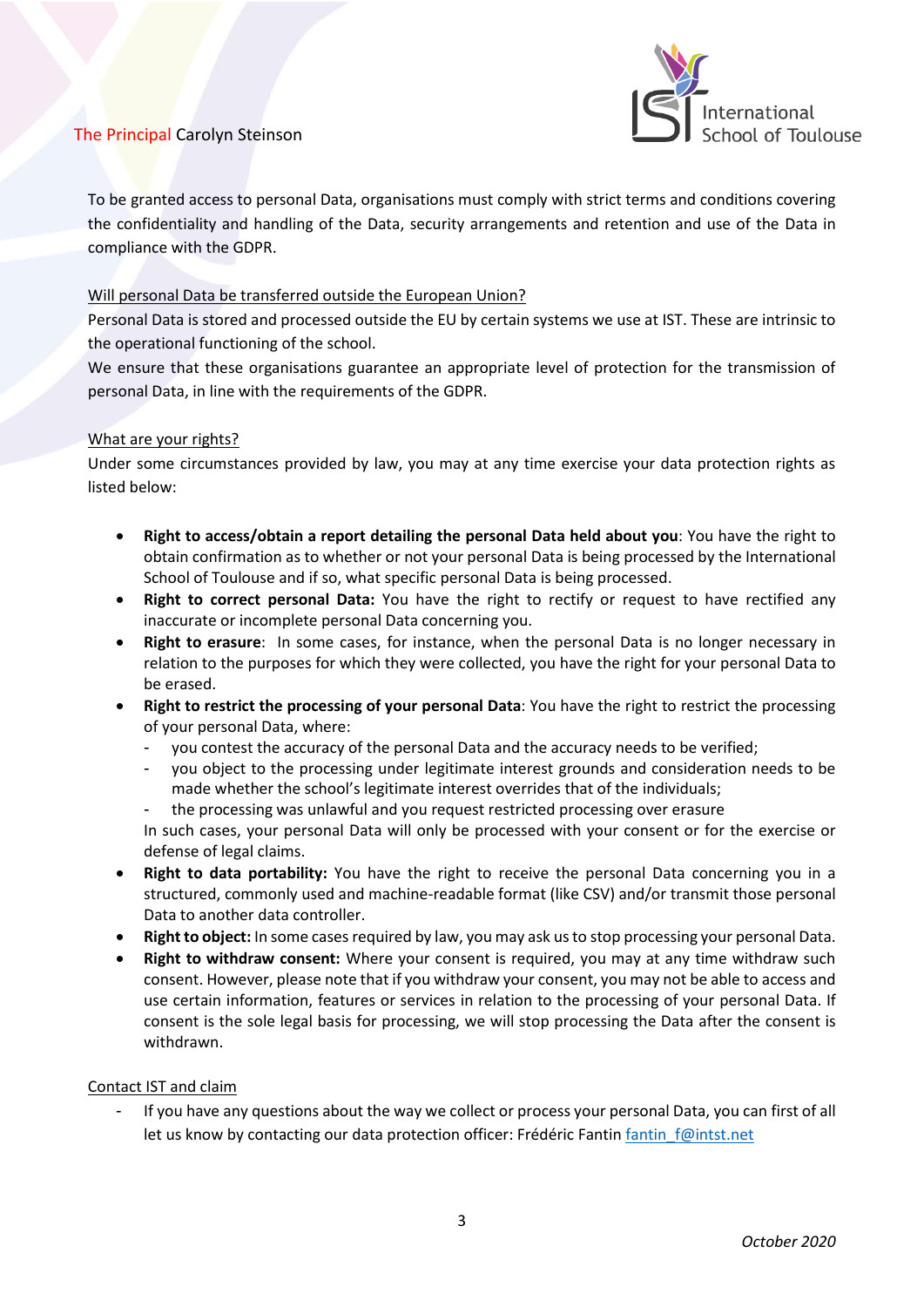To be granted access to personal Data, organisations must comply with strict terms and conditions covering the confidentiality and handling of the Data, security arrangements and retention and use of the Data in compliance with the GDPR.

<u>Will personal Data be transferred outside the European Union?</u>

Personal Data is stored and processed outside the EU by certain systems we use at IST. These are intrinsic to the operational functioning of the school.

We ensure that these organisations guarantee an appropriate level of protection for the transmission of personal Data, in line with the requirements of the GDPR.

<u>What are your rights?</u>

Under some circumstances provided by law, you may at any time exercise your data protection rights as listed below:

- **Right to access/obtain a report detailing the personal Data held about you**: You have the right to obtain confirmation as to whether or not your personal Data is being processed by the International School of Toulouse and if so, what specific personal Data is being processed.
- **Right to correct personal Data:** You have the right to rectify or request to have rectified any inaccurate or incomplete personal Data concerning you.
- **Right to erasure**: In some cases, for instance, when the personal Data is no longer necessary in relation to the purposes for which they were collected, you have the right for your personal Data to be erased.
- **Right to restrict the processing of your personal Data**: You have the right to restrict the processing of your personal Data, where:
  - you contest the accuracy of the personal Data and the accuracy needs to be verified;
  - you object to the processing under legitimate interest grounds and consideration needs to be made whether the school's legitimate interest overrides that of the individuals;
  - the processing was unlawful and you request restricted processing over erasure

  In such cases, your personal Data will only be processed with your consent or for the exercise or defense of legal claims.
- **Right to data portability:** You have the right to receive the personal Data concerning you in a structured, commonly used and machine-readable format (like CSV) and/or transmit those personal Data to another data controller.
- **Right to object:** In some cases required by law, you may ask us to stop processing your personal Data.
- **Right to withdraw consent:** Where your consent is required, you may at any time withdraw such consent. However, please note that if you withdraw your consent, you may not be able to access and use certain information, features or services in relation to the processing of your personal Data. If consent is the sole legal basis for processing, we will stop processing the Data after the consent is withdrawn.

<u>Contact IST and claim</u>

- If you have any questions about the way we collect or process your personal Data, you can first of all let us know by contacting our data protection officer: Frédéric Fantin fantin_f@intst.net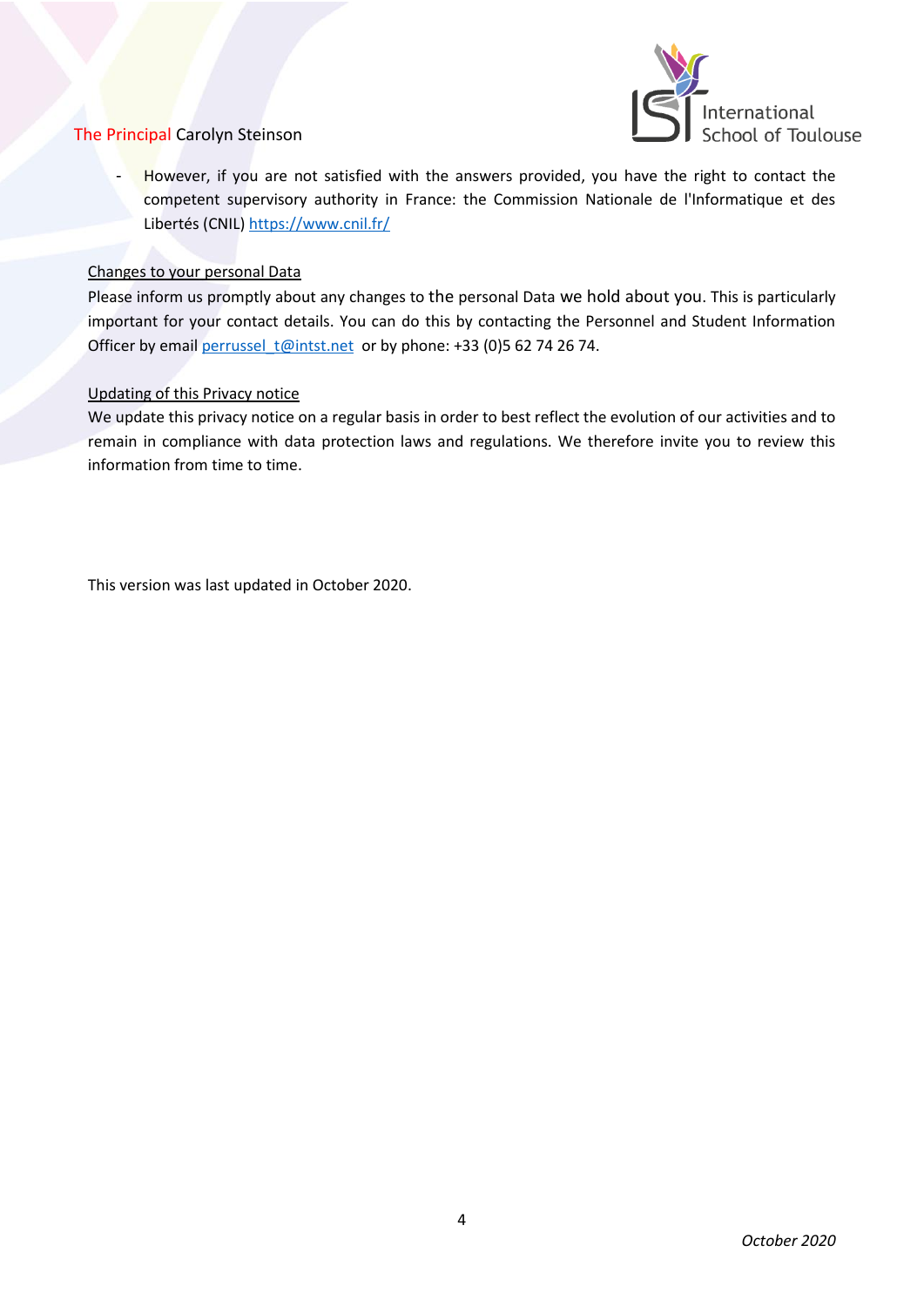The Principal Carolyn Steinson

- However, if you are not satisfied with the answers provided, you have the right to contact the competent supervisory authority in France: the Commission Nationale de l'Informatique et des Libertés (CNIL) https://www.cnil.fr/

Changes to your personal Data

Please inform us promptly about any changes to the personal Data we hold about you. This is particularly important for your contact details. You can do this by contacting the Personnel and Student Information Officer by email perrussel_t@intst.net or by phone: +33 (0)5 62 74 26 74.

Updating of this Privacy notice

We update this privacy notice on a regular basis in order to best reflect the evolution of our activities and to remain in compliance with data protection laws and regulations. We therefore invite you to review this information from time to time.

This version was last updated in October 2020.